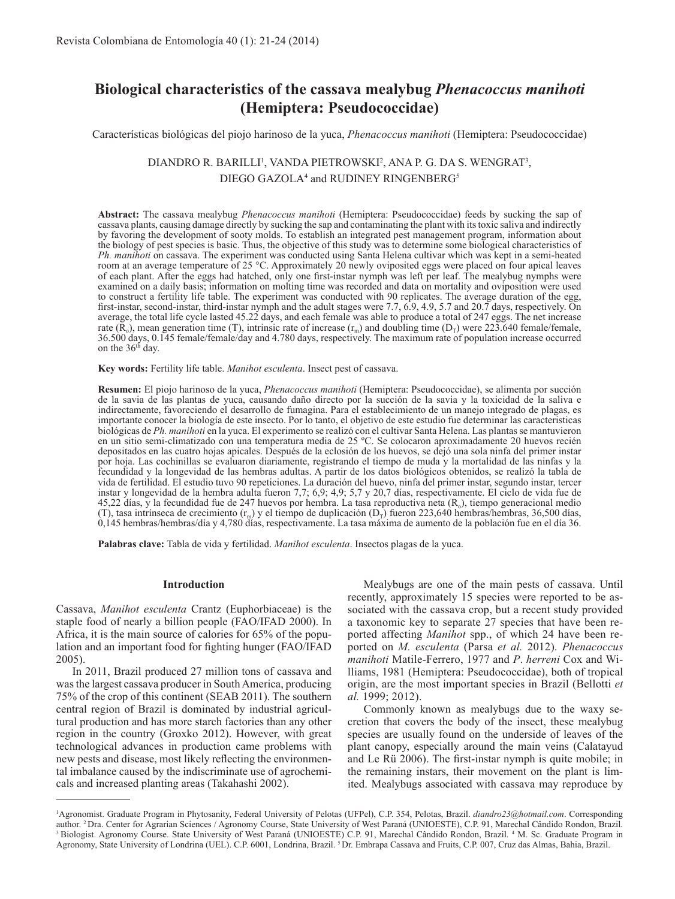# Biological characteristics of the cassava mealybug *Phenacoccus manihoti* (Hemiptera: Pseudococcidae)

Características biológicas del piojo harinoso de la yuca, *Phenacoccus manihoti* (Hemiptera: Pseudococcidae)

DIANDRO R. BARILLI[1], VANDA PIETROWSKI[2], ANA P. G. DA S. WENGRAT[3], DIEGO GAZOLA[4] and RUDINEY RINGENBERG[5]

**Abstract:** The cassava mealybug *Phenacoccus manihoti* (Hemiptera: Pseudococcidae) feeds by sucking the sap of cassava plants, causing damage directly by sucking the sap and contaminating the plant with its toxic saliva and indirectly by favoring the development of sooty molds. To establish an integrated pest management program, information about the biology of pest species is basic. Thus, the objective of this study was to determine some biological characteristics of *Ph. manihoti* on cassava. The experiment was conducted using Santa Helena cultivar which was kept in a semi-heated room at an average temperature of 25 °C. Approximately 20 newly oviposited eggs were placed on four apical leaves of each plant. After the eggs had hatched, only one first-instar nymph was left per leaf. The mealybug nymphs were examined on a daily basis; information on molting time was recorded and data on mortality and oviposition were used to construct a fertility life table. The experiment was conducted with 90 replicates. The average duration of the egg, first-instar, second-instar, third-instar nymph and the adult stages were 7.7, 6.9, 4.9, 5.7 and 20.7 days, respectively. On average, the total life cycle lasted 45.22 days, and each female was able to produce a total of 247 eggs. The net increase rate ($R_o$), mean generation time (T), intrinsic rate of increase ($r_m$) and doubling time ($D_T$) were 223.640 female/female, 36.500 days, 0.145 female/female/day and 4.780 days, respectively. The maximum rate of population increase occurred on the 36$^{th}$ day.

**Key words:** Fertility life table. *Manihot esculenta*. Insect pest of cassava.

**Resumen:** El piojo harinoso de la yuca, *Phenacoccus manihoti* (Hemiptera: Pseudococcidae), se alimenta por succión de la savia de las plantas de yuca, causando daño directo por la succión de la savia y la toxicidad de la saliva e indirectamente, favoreciendo el desarrollo de fumagina. Para el establecimiento de un manejo integrado de plagas, es importante conocer la biología de este insecto. Por lo tanto, el objetivo de este estudio fue determinar las características biológicas de *Ph. manihoti* en la yuca. El experimento se realizó con el cultivar Santa Helena. Las plantas se mantuvieron en un sitio semi-climatizado con una temperatura media de 25 ºC. Se colocaron aproximadamente 20 huevos recién depositados en las cuatro hojas apicales. Después de la eclosión de los huevos, se dejó una sola ninfa del primer instar por hoja. Las cochinillas se evaluaron diariamente, registrando el tiempo de muda y la mortalidad de las ninfas y la fecundidad y la longevidad de las hembras adultas. A partir de los datos biológicos obtenidos, se realizó la tabla de vida de fertilidad. El estudio tuvo 90 repeticiones. La duración del huevo, ninfa del primer instar, segundo instar, tercer instar y longevidad de la hembra adulta fueron 7,7; 6,9; 4,9; 5,7 y 20,7 días, respectivamente. El ciclo de vida fue de 45,22 días, y la fecundidad fue de 247 huevos por hembra. La tasa reproductiva neta ($R_o$), tiempo generacional medio (T), tasa intrínseca de crecimiento ($r_m$) y el tiempo de duplicación ($D_T$) fueron 223,640 hembras/hembras, 36,500 días, 0,145 hembras/hembras/día y 4,780 días, respectivamente. La tasa máxima de aumento de la población fue en el día 36.

**Palabras clave:** Tabla de vida y fertilidad. *Manihot esculenta*. Insectos plagas de la yuca.

## Introduction

Cassava, *Manihot esculenta* Crantz (Euphorbiaceae) is the staple food of nearly a billion people (FAO/IFAD 2000). In Africa, it is the main source of calories for 65% of the population and an important food for fighting hunger (FAO/IFAD 2005).

In 2011, Brazil produced 27 million tons of cassava and was the largest cassava producer in South America, producing 75% of the crop of this continent (SEAB 2011). The southern central region of Brazil is dominated by industrial agricultural production and has more starch factories than any other region in the country (Groxko 2012). However, with great technological advances in production came problems with new pests and disease, most likely reflecting the environmental imbalance caused by the indiscriminate use of agrochemicals and increased planting areas (Takahashi 2002).

Mealybugs are one of the main pests of cassava. Until recently, approximately 15 species were reported to be associated with the cassava crop, but a recent study provided a taxonomic key to separate 27 species that have been reported affecting *Manihot* spp., of which 24 have been reported on *M. esculenta* (Parsa *et al.* 2012). *Phenacoccus manihoti* Matile-Ferrero, 1977 and *P. herreni* Cox and Williams, 1981 (Hemiptera: Pseudococcidae), both of tropical origin, are the most important species in Brazil (Bellotti *et al.* 1999; 2012).

Commonly known as mealybugs due to the waxy secretion that covers the body of the insect, these mealybug species are usually found on the underside of leaves of the plant canopy, especially around the main veins (Calatayud and Le Rü 2006). The first-instar nymph is quite mobile; in the remaining instars, their movement on the plant is limited. Mealybugs associated with cassava may reproduce by

[1]Agronomist. Graduate Program in Phytosanity, Federal University of Pelotas (UFPel), C.P. 354, Pelotas, Brazil. *diandro23@hotmail.com*. Corresponding author. [2]Dra. Center for Agrarian Sciences / Agronomy Course, State University of West Paraná (UNIOESTE), C.P. 91, Marechal Cândido Rondon, Brazil. [3]Biologist. Agronomy Course. State University of West Paraná (UNIOESTE) C.P. 91, Marechal Cândido Rondon, Brazil. [4]M. Sc. Graduate Program in Agronomy, State University of Londrina (UEL). C.P. 6001, Londrina, Brazil. [5]Dr. Embrapa Cassava and Fruits, C.P. 007, Cruz das Almas, Bahia, Brazil.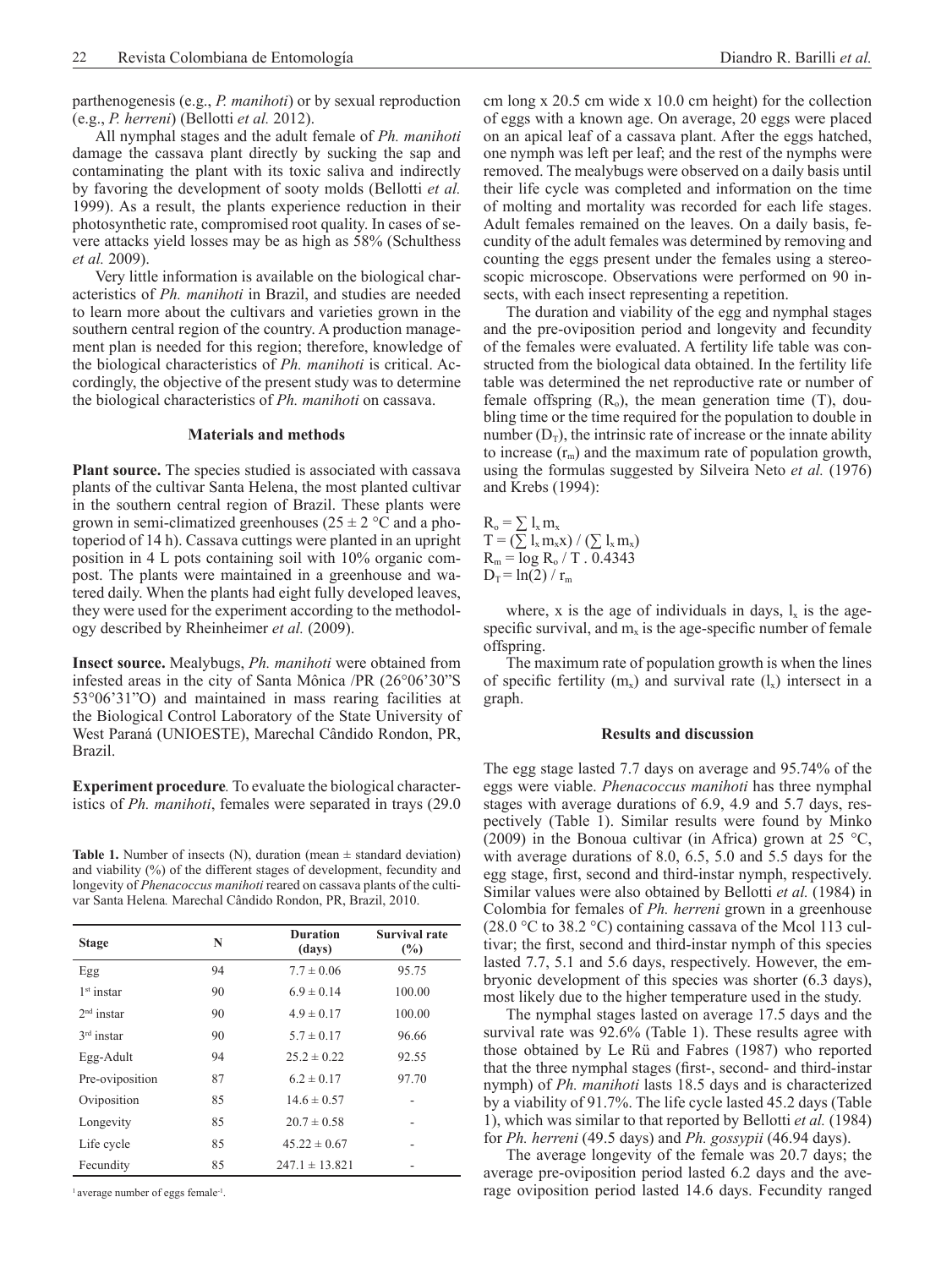parthenogenesis (e.g., *P. manihoti*) or by sexual reproduction (e.g., *P. herreni*) (Bellotti *et al.* 2012).

All nymphal stages and the adult female of *Ph. manihoti* damage the cassava plant directly by sucking the sap and contaminating the plant with its toxic saliva and indirectly by favoring the development of sooty molds (Bellotti *et al.* 1999). As a result, the plants experience reduction in their photosynthetic rate, compromised root quality. In cases of severe attacks yield losses may be as high as 58% (Schulthess *et al.* 2009).

Very little information is available on the biological characteristics of *Ph. manihoti* in Brazil, and studies are needed to learn more about the cultivars and varieties grown in the southern central region of the country. A production management plan is needed for this region; therefore, knowledge of the biological characteristics of *Ph. manihoti* is critical. Accordingly, the objective of the present study was to determine the biological characteristics of *Ph. manihoti* on cassava.

## Materials and methods

**Plant source.** The species studied is associated with cassava plants of the cultivar Santa Helena, the most planted cultivar in the southern central region of Brazil. These plants were grown in semi-climatized greenhouses (25 ± 2 °C and a photoperiod of 14 h). Cassava cuttings were planted in an upright position in 4 L pots containing soil with 10% organic compost. The plants were maintained in a greenhouse and watered daily. When the plants had eight fully developed leaves, they were used for the experiment according to the methodology described by Rheinheimer *et al.* (2009).

**Insect source.** Mealybugs, *Ph. manihoti* were obtained from infested areas in the city of Santa Mônica /PR (26°06'30"S 53°06'31"O) and maintained in mass rearing facilities at the Biological Control Laboratory of the State University of West Paraná (UNIOESTE), Marechal Cândido Rondon, PR, Brazil.

***Experiment procedure*.** To evaluate the biological characteristics of *Ph. manihoti*, females were separated in trays (29.0 cm long x 20.5 cm wide x 10.0 cm height) for the collection of eggs with a known age. On average, 20 eggs were placed on an apical leaf of a cassava plant. After the eggs hatched, one nymph was left per leaf; and the rest of the nymphs were removed. The mealybugs were observed on a daily basis until their life cycle was completed and information on the time of molting and mortality was recorded for each life stages. Adult females remained on the leaves. On a daily basis, fecundity of the adult females was determined by removing and counting the eggs present under the females using a stereoscopic microscope. Observations were performed on 90 insects, with each insect representing a repetition.

The duration and viability of the egg and nymphal stages and the pre-oviposition period and longevity and fecundity of the females were evaluated. A fertility life table was constructed from the biological data obtained. In the fertility life table was determined the net reproductive rate or number of female offspring ($R_o$), the mean generation time (T), doubling time or the time required for the population to double in number ($D_T$), the intrinsic rate of increase or the innate ability to increase ($r_m$) and the maximum rate of population growth, using the formulas suggested by Silveira Neto *et al.* (1976) and Krebs (1994):

$$R_o = \sum l_x m_x$$

$$T = (\sum l_x m_x x) / (\sum l_x m_x)$$

$$R_m = \log R_o / T \,.\, 0.4343$$

$$D_T = \ln(2) / r_m$$

where, x is the age of individuals in days, $l_x$ is the age-specific survival, and $m_x$ is the age-specific number of female offspring.

The maximum rate of population growth is when the lines of specific fertility ($m_x$) and survival rate ($l_x$) intersect in a graph.

**Table 1.** Number of insects (N), duration (mean ± standard deviation) and viability (%) of the different stages of development, fecundity and longevity of *Phenacoccus manihoti* reared on cassava plants of the cultivar Santa Helena*.* Marechal Cândido Rondon, PR, Brazil, 2010.

| Stage | N | Duration (days) | Survival rate (%) |
|---|---|---|---|
| Egg | 94 | 7.7 ± 0.06 | 95.75 |
| 1st instar | 90 | 6.9 ± 0.14 | 100.00 |
| 2nd instar | 90 | 4.9 ± 0.17 | 100.00 |
| 3rd instar | 90 | 5.7 ± 0.17 | 96.66 |
| Egg-Adult | 94 | 25.2 ± 0.22 | 92.55 |
| Pre-oviposition | 87 | 6.2 ± 0.17 | 97.70 |
| Oviposition | 85 | 14.6 ± 0.57 | - |
| Longevity | 85 | 20.7 ± 0.58 | - |
| Life cycle | 85 | 45.22 ± 0.67 | - |
| Fecundity | 85 | 247.1 ± 13.821 | - |

[1] average number of eggs female-1.

## Results and discussion

The egg stage lasted 7.7 days on average and 95.74% of the eggs were viable. *Phenacoccus manihoti* has three nymphal stages with average durations of 6.9, 4.9 and 5.7 days, respectively (Table 1). Similar results were found by Minko (2009) in the Bonoua cultivar (in Africa) grown at 25 °C, with average durations of 8.0, 6.5, 5.0 and 5.5 days for the egg stage, first, second and third-instar nymph, respectively. Similar values were also obtained by Bellotti *et al.* (1984) in Colombia for females of *Ph. herreni* grown in a greenhouse (28.0 °C to 38.2 °C) containing cassava of the Mcol 113 cultivar; the first, second and third-instar nymph of this species lasted 7.7, 5.1 and 5.6 days, respectively. However, the embryonic development of this species was shorter (6.3 days), most likely due to the higher temperature used in the study.

The nymphal stages lasted on average 17.5 days and the survival rate was 92.6% (Table 1). These results agree with those obtained by Le Rü and Fabres (1987) who reported that the three nymphal stages (first-, second- and third-instar nymph) of *Ph. manihoti* lasts 18.5 days and is characterized by a viability of 91.7%. The life cycle lasted 45.2 days (Table 1), which was similar to that reported by Bellotti *et al.* (1984) for *Ph. herreni* (49.5 days) and *Ph. gossypii* (46.94 days).

The average longevity of the female was 20.7 days; the average pre-oviposition period lasted 6.2 days and the average oviposition period lasted 14.6 days. Fecundity ranged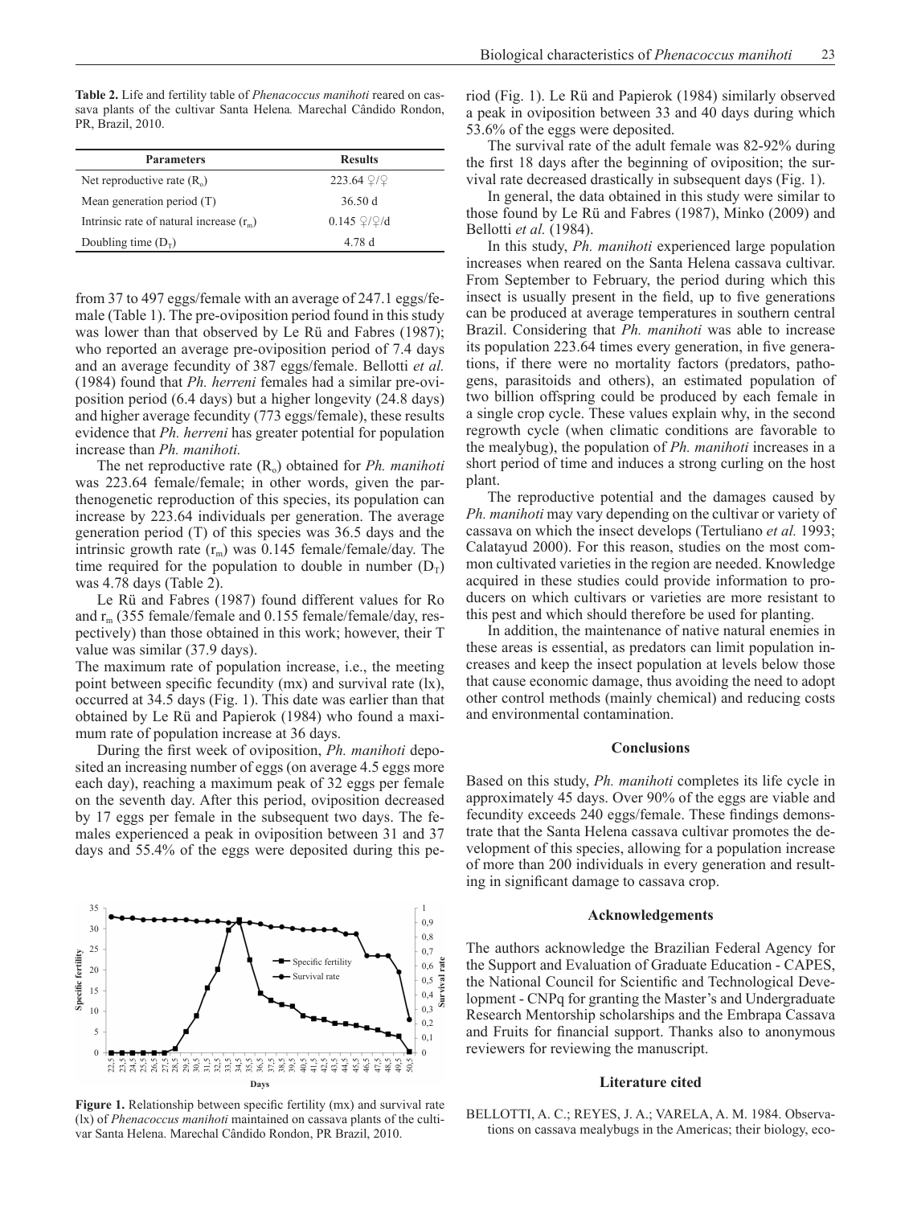**Table 2.** Life and fertility table of *Phenacoccus manihoti* reared on cassava plants of the cultivar Santa Helena*.* Marechal Cândido Rondon, PR, Brazil, 2010.

| Parameters | Results |
|---|---|
| Net reproductive rate ($R_o$) | 223.64 ♀/♀ |
| Mean generation period (T) | 36.50 d |
| Intrinsic rate of natural increase ($r_m$) | 0.145 ♀/♀/d |
| Doubling time ($D_T$) | 4.78 d |

from 37 to 497 eggs/female with an average of 247.1 eggs/female (Table 1). The pre-oviposition period found in this study was lower than that observed by Le Rü and Fabres (1987); who reported an average pre-oviposition period of 7.4 days and an average fecundity of 387 eggs/female. Bellotti *et al.* (1984) found that *Ph. herreni* females had a similar pre-oviposition period (6.4 days) but a higher longevity (24.8 days) and higher average fecundity (773 eggs/female), these results evidence that *Ph. herreni* has greater potential for population increase than *Ph. manihoti.*

The net reproductive rate ($R_o$) obtained for *Ph. manihoti* was 223.64 female/female; in other words, given the parthenogenetic reproduction of this species, its population can increase by 223.64 individuals per generation. The average generation period (T) of this species was 36.5 days and the intrinsic growth rate ($r_m$) was 0.145 female/female/day. The time required for the population to double in number ($D_T$) was 4.78 days (Table 2).

Le Rü and Fabres (1987) found different values for Ro and $r_m$ (355 female/female and 0.155 female/female/day, respectively) than those obtained in this work; however, their T value was similar (37.9 days).

The maximum rate of population increase, i.e., the meeting point between specific fecundity (mx) and survival rate (lx), occurred at 34.5 days (Fig. 1). This date was earlier than that obtained by Le Rü and Papierok (1984) who found a maximum rate of population increase at 36 days.

During the first week of oviposition, *Ph. manihoti* deposited an increasing number of eggs (on average 4.5 eggs more each day), reaching a maximum peak of 32 eggs per female on the seventh day. After this period, oviposition decreased by 17 eggs per female in the subsequent two days. The females experienced a peak in oviposition between 31 and 37 days and 55.4% of the eggs were deposited during this period (Fig. 1). Le Rü and Papierok (1984) similarly observed a peak in oviposition between 33 and 40 days during which 53.6% of the eggs were deposited.

**Figure 1.** Relationship between specific fertility (mx) and survival rate (lx) of *Phenacoccus manihoti* maintained on cassava plants of the cultivar Santa Helena. Marechal Cândido Rondon, PR Brazil, 2010.

The survival rate of the adult female was 82-92% during the first 18 days after the beginning of oviposition; the survival rate decreased drastically in subsequent days (Fig. 1).

In general, the data obtained in this study were similar to those found by Le Rü and Fabres (1987), Minko (2009) and Bellotti *et al.* (1984).

In this study, *Ph. manihoti* experienced large population increases when reared on the Santa Helena cassava cultivar. From September to February, the period during which this insect is usually present in the field, up to five generations can be produced at average temperatures in southern central Brazil. Considering that *Ph. manihoti* was able to increase its population 223.64 times every generation, in five generations, if there were no mortality factors (predators, pathogens, parasitoids and others), an estimated population of two billion offspring could be produced by each female in a single crop cycle. These values explain why, in the second regrowth cycle (when climatic conditions are favorable to the mealybug), the population of *Ph. manihoti* increases in a short period of time and induces a strong curling on the host plant.

The reproductive potential and the damages caused by *Ph. manihoti* may vary depending on the cultivar or variety of cassava on which the insect develops (Tertuliano *et al.* 1993; Calatayud 2000). For this reason, studies on the most common cultivated varieties in the region are needed. Knowledge acquired in these studies could provide information to producers on which cultivars or varieties are more resistant to this pest and which should therefore be used for planting.

In addition, the maintenance of native natural enemies in these areas is essential, as predators can limit population increases and keep the insect population at levels below those that cause economic damage, thus avoiding the need to adopt other control methods (mainly chemical) and reducing costs and environmental contamination.

## Conclusions

Based on this study, *Ph. manihoti* completes its life cycle in approximately 45 days. Over 90% of the eggs are viable and fecundity exceeds 240 eggs/female. These findings demonstrate that the Santa Helena cassava cultivar promotes the development of this species, allowing for a population increase of more than 200 individuals in every generation and resulting in significant damage to cassava crop.

## Acknowledgements

The authors acknowledge the Brazilian Federal Agency for the Support and Evaluation of Graduate Education - CAPES, the National Council for Scientific and Technological Development - CNPq for granting the Master's and Undergraduate Research Mentorship scholarships and the Embrapa Cassava and Fruits for financial support. Thanks also to anonymous reviewers for reviewing the manuscript.

## Literature cited

BELLOTTI, A. C.; REYES, J. A.; VARELA, A. M. 1984. Observations on cassava mealybugs in the Americas; their biology, eco-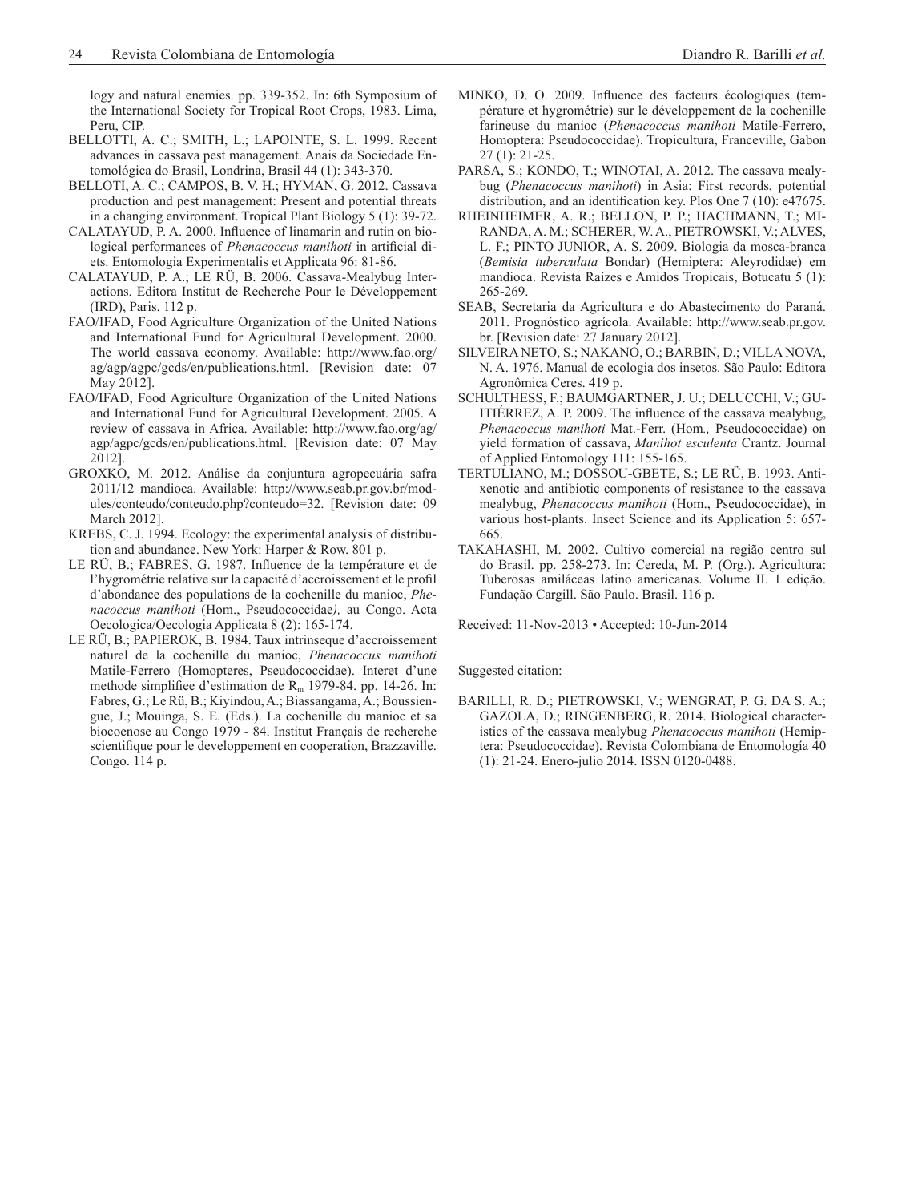logy and natural enemies. pp. 339-352. In: 6th Symposium of the International Society for Tropical Root Crops, 1983. Lima, Peru, CIP.

BELLOTTI, A. C.; SMITH, L.; LAPOINTE, S. L. 1999. Recent advances in cassava pest management. Anais da Sociedade Entomológica do Brasil, Londrina, Brasil 44 (1): 343-370.

BELLOTI, A. C.; CAMPOS, B. V. H.; HYMAN, G. 2012. Cassava production and pest management: Present and potential threats in a changing environment. Tropical Plant Biology 5 (1): 39-72.

CALATAYUD, P. A. 2000. Influence of linamarin and rutin on biological performances of *Phenacoccus manihoti* in artificial diets. Entomologia Experimentalis et Applicata 96: 81-86.

CALATAYUD, P. A.; LE RÜ, B. 2006. Cassava-Mealybug Interactions. Editora Institut de Recherche Pour le Développement (IRD), Paris. 112 p.

FAO/IFAD, Food Agriculture Organization of the United Nations and International Fund for Agricultural Development. 2000. The world cassava economy. Available: http://www.fao.org/ag/agp/agpc/gcds/en/publications.html. [Revision date: 07 May 2012].

FAO/IFAD, Food Agriculture Organization of the United Nations and International Fund for Agricultural Development. 2005. A review of cassava in Africa. Available: http://www.fao.org/ag/agp/agpc/gcds/en/publications.html. [Revision date: 07 May 2012].

GROXKO, M. 2012. Análise da conjuntura agropecuária safra 2011/12 mandioca. Available: http://www.seab.pr.gov.br/modules/conteudo/conteudo.php?conteudo=32. [Revision date: 09 March 2012].

KREBS, C. J. 1994. Ecology: the experimental analysis of distribution and abundance. New York: Harper & Row. 801 p.

LE RÜ, B.; FABRES, G. 1987. Influence de la température et de l'hygrométrie relative sur la capacité d'accroissement et le profil d'abondance des populations de la cochenille du manioc, *Phenacoccus manihoti* (Hom., Pseudococcidae), au Congo. Acta Oecologica/Oecologia Applicata 8 (2): 165-174.

LE RÜ, B.; PAPIEROK, B. 1984. Taux intrinseque d'accroissement naturel de la cochenille du manioc, *Phenacoccus manihoti* Matile-Ferrero (Homopteres, Pseudococcidae). Interet d'une methode simplifiee d'estimation de $R_m$ 1979-84. pp. 14-26. In: Fabres, G.; Le Rü, B.; Kiyindou, A.; Biassangama, A.; Boussiengue, J.; Mouinga, S. E. (Eds.). La cochenille du manioc et sa biocoenose au Congo 1979 - 84. Institut Français de recherche scientifique pour le developpement en cooperation, Brazzaville. Congo. 114 p.

MINKO, D. O. 2009. Influence des facteurs écologiques (température et hygrométrie) sur le développement de la cochenille farineuse du manioc (*Phenacoccus manihoti* Matile-Ferrero, Homoptera: Pseudococcidae). Tropicultura, Franceville, Gabon 27 (1): 21-25.

PARSA, S.; KONDO, T.; WINOTAI, A. 2012. The cassava mealybug (*Phenacoccus manihoti*) in Asia: First records, potential distribution, and an identification key. Plos One 7 (10): e47675.

RHEINHEIMER, A. R.; BELLON, P. P.; HACHMANN, T.; MIRANDA, A. M.; SCHERER, W. A., PIETROWSKI, V.; ALVES, L. F.; PINTO JUNIOR, A. S. 2009. Biologia da mosca-branca (*Bemisia tuberculata* Bondar) (Hemiptera: Aleyrodidae) em mandioca. Revista Raízes e Amidos Tropicais, Botucatu 5 (1): 265-269.

SEAB, Secretaria da Agricultura e do Abastecimento do Paraná. 2011. Prognóstico agrícola. Available: http://www.seab.pr.gov.br. [Revision date: 27 January 2012].

SILVEIRA NETO, S.; NAKANO, O.; BARBIN, D.; VILLA NOVA, N. A. 1976. Manual de ecologia dos insetos. São Paulo: Editora Agronômica Ceres. 419 p.

SCHULTHESS, F.; BAUMGARTNER, J. U.; DELUCCHI, V.; GUITIÉRREZ, A. P. 2009. The influence of the cassava mealybug, *Phenacoccus manihoti* Mat.-Ferr. (Hom*.,* Pseudococcidae) on yield formation of cassava, *Manihot esculenta* Crantz. Journal of Applied Entomology 111: 155-165.

TERTULIANO, M.; DOSSOU-GBETE, S.; LE RÜ, B. 1993. Antixenotic and antibiotic components of resistance to the cassava mealybug, *Phenacoccus manihoti* (Hom., Pseudococcidae), in various host-plants. Insect Science and its Application 5: 657-665.

TAKAHASHI, M. 2002. Cultivo comercial na região centro sul do Brasil. pp. 258-273. In: Cereda, M. P. (Org.). Agricultura: Tuberosas amiláceas latino americanas. Volume II. 1 edição. Fundação Cargill. São Paulo. Brasil. 116 p.

Received: 11-Nov-2013 • Accepted: 10-Jun-2014

Suggested citation:

BARILLI, R. D.; PIETROWSKI, V.; WENGRAT, P. G. DA S. A.; GAZOLA, D.; RINGENBERG, R. 2014. Biological characteristics of the cassava mealybug *Phenacoccus manihoti* (Hemiptera: Pseudococcidae). Revista Colombiana de Entomología 40 (1): 21-24. Enero-julio 2014. ISSN 0120-0488.